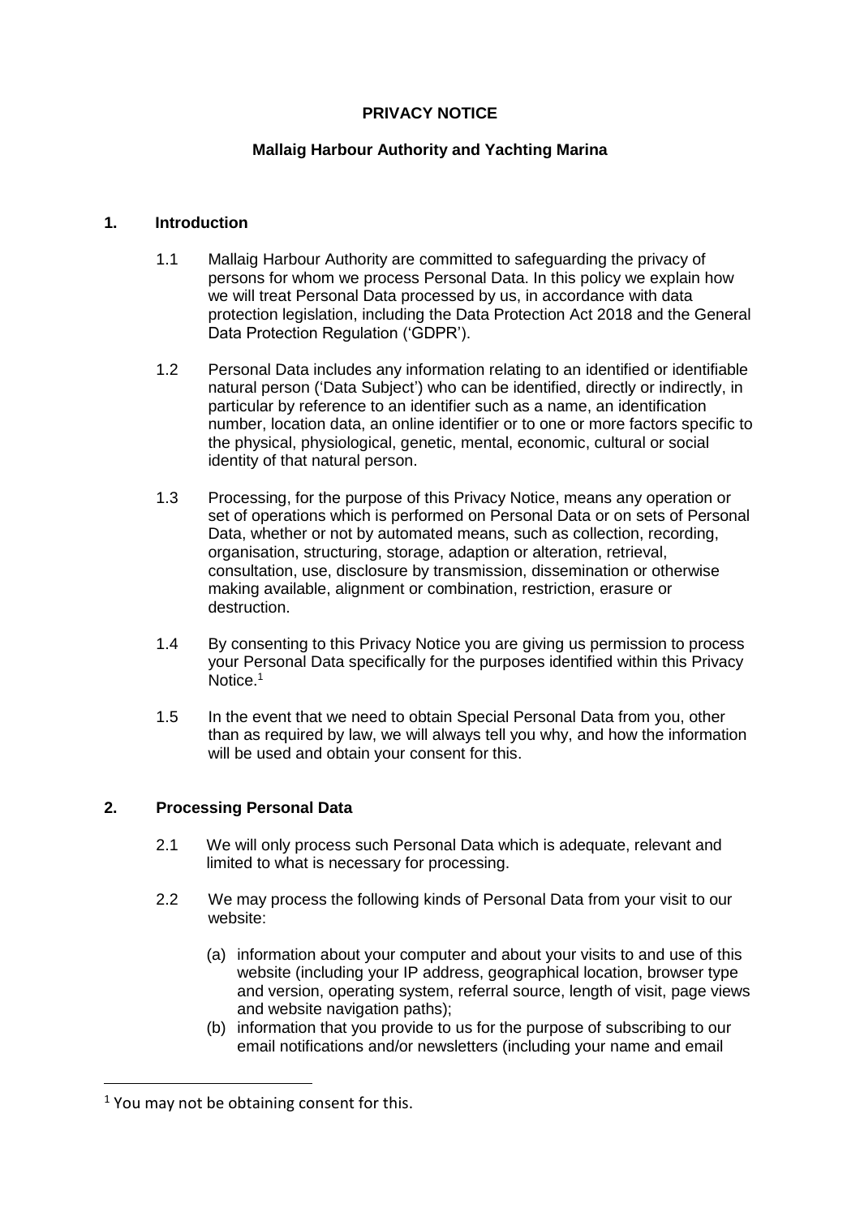**PRIVACY NOTICE**

**Mallaig Harbour Authority and Yachting Marina**

## 1. Introduction

1.1 Mallaig Harbour Authority are committed to safeguarding the privacy of persons for whom we process Personal Data. In this policy we explain how we will treat Personal Data processed by us, in accordance with data protection legislation, including the Data Protection Act 2018 and the General Data Protection Regulation ('GDPR').

1.2 Personal Data includes any information relating to an identified or identifiable natural person ('Data Subject') who can be identified, directly or indirectly, in particular by reference to an identifier such as a name, an identification number, location data, an online identifier or to one or more factors specific to the physical, physiological, genetic, mental, economic, cultural or social identity of that natural person.

1.3 Processing, for the purpose of this Privacy Notice, means any operation or set of operations which is performed on Personal Data or on sets of Personal Data, whether or not by automated means, such as collection, recording, organisation, structuring, storage, adaption or alteration, retrieval, consultation, use, disclosure by transmission, dissemination or otherwise making available, alignment or combination, restriction, erasure or destruction.

1.4 By consenting to this Privacy Notice you are giving us permission to process your Personal Data specifically for the purposes identified within this Privacy Notice.[1]

1.5 In the event that we need to obtain Special Personal Data from you, other than as required by law, we will always tell you why, and how the information will be used and obtain your consent for this.

## 2. Processing Personal Data

2.1 We will only process such Personal Data which is adequate, relevant and limited to what is necessary for processing.

2.2 We may process the following kinds of Personal Data from your visit to our website:

(a) information about your computer and about your visits to and use of this website (including your IP address, geographical location, browser type and version, operating system, referral source, length of visit, page views and website navigation paths);

(b) information that you provide to us for the purpose of subscribing to our email notifications and/or newsletters (including your name and email

[1] You may not be obtaining consent for this.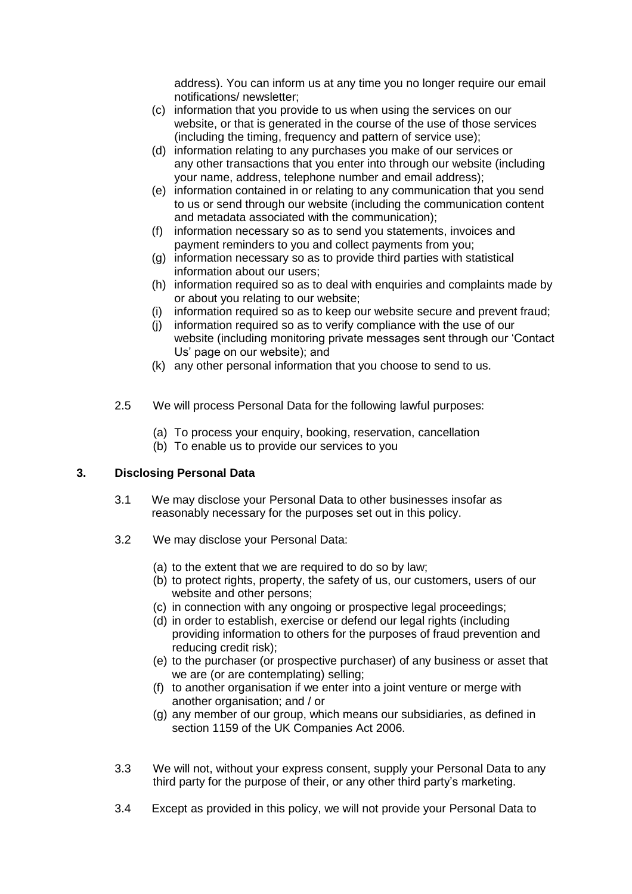address). You can inform us at any time you no longer require our email notifications/ newsletter;

(c) information that you provide to us when using the services on our website, or that is generated in the course of the use of those services (including the timing, frequency and pattern of service use);

(d) information relating to any purchases you make of our services or any other transactions that you enter into through our website (including your name, address, telephone number and email address);

(e) information contained in or relating to any communication that you send to us or send through our website (including the communication content and metadata associated with the communication);

(f) information necessary so as to send you statements, invoices and payment reminders to you and collect payments from you;

(g) information necessary so as to provide third parties with statistical information about our users;

(h) information required so as to deal with enquiries and complaints made by or about you relating to our website;

(i) information required so as to keep our website secure and prevent fraud;

(j) information required so as to verify compliance with the use of our website (including monitoring private messages sent through our 'Contact Us' page on our website); and

(k) any other personal information that you choose to send to us.

2.5 We will process Personal Data for the following lawful purposes:

(a) To process your enquiry, booking, reservation, cancellation

(b) To enable us to provide our services to you

## 3. Disclosing Personal Data

3.1 We may disclose your Personal Data to other businesses insofar as reasonably necessary for the purposes set out in this policy.

3.2 We may disclose your Personal Data:

(a) to the extent that we are required to do so by law;

(b) to protect rights, property, the safety of us, our customers, users of our website and other persons;

(c) in connection with any ongoing or prospective legal proceedings;

(d) in order to establish, exercise or defend our legal rights (including providing information to others for the purposes of fraud prevention and reducing credit risk);

(e) to the purchaser (or prospective purchaser) of any business or asset that we are (or are contemplating) selling;

(f) to another organisation if we enter into a joint venture or merge with another organisation; and / or

(g) any member of our group, which means our subsidiaries, as defined in section 1159 of the UK Companies Act 2006.

3.3 We will not, without your express consent, supply your Personal Data to any third party for the purpose of their, or any other third party's marketing.

3.4 Except as provided in this policy, we will not provide your Personal Data to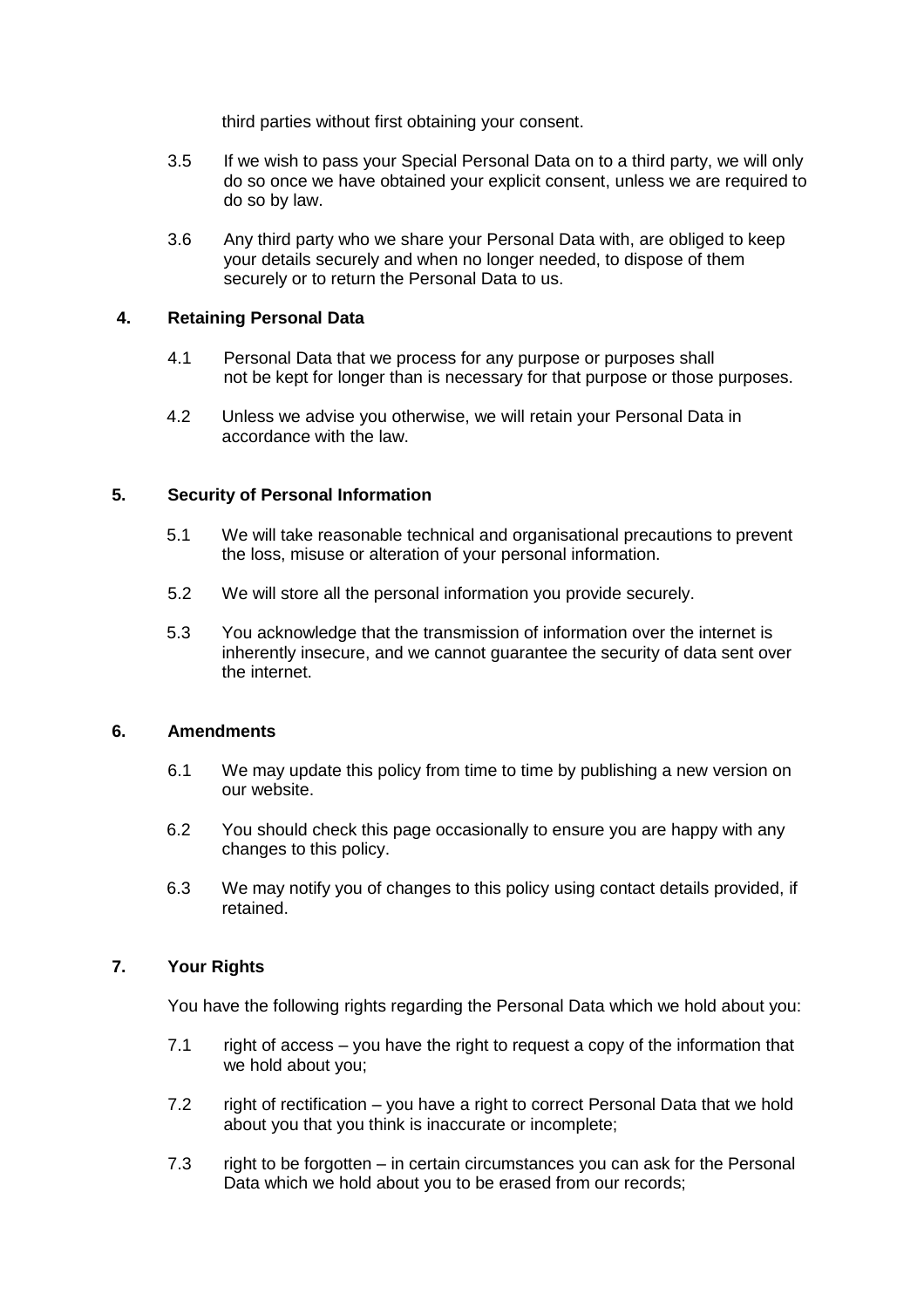third parties without first obtaining your consent.

3.5 If we wish to pass your Special Personal Data on to a third party, we will only do so once we have obtained your explicit consent, unless we are required to do so by law.

3.6 Any third party who we share your Personal Data with, are obliged to keep your details securely and when no longer needed, to dispose of them securely or to return the Personal Data to us.

## 4. Retaining Personal Data

4.1 Personal Data that we process for any purpose or purposes shall not be kept for longer than is necessary for that purpose or those purposes.

4.2 Unless we advise you otherwise, we will retain your Personal Data in accordance with the law.

## 5. Security of Personal Information

5.1 We will take reasonable technical and organisational precautions to prevent the loss, misuse or alteration of your personal information.

5.2 We will store all the personal information you provide securely.

5.3 You acknowledge that the transmission of information over the internet is inherently insecure, and we cannot guarantee the security of data sent over the internet.

## 6. Amendments

6.1 We may update this policy from time to time by publishing a new version on our website.

6.2 You should check this page occasionally to ensure you are happy with any changes to this policy.

6.3 We may notify you of changes to this policy using contact details provided, if retained.

## 7. Your Rights

You have the following rights regarding the Personal Data which we hold about you:

7.1 right of access – you have the right to request a copy of the information that we hold about you;

7.2 right of rectification – you have a right to correct Personal Data that we hold about you that you think is inaccurate or incomplete;

7.3 right to be forgotten – in certain circumstances you can ask for the Personal Data which we hold about you to be erased from our records;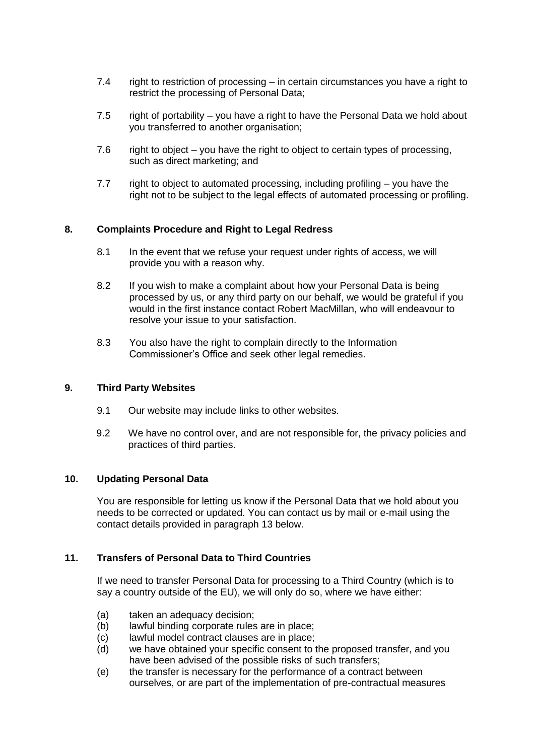7.4 right to restriction of processing – in certain circumstances you have a right to restrict the processing of Personal Data;

7.5 right of portability – you have a right to have the Personal Data we hold about you transferred to another organisation;

7.6 right to object – you have the right to object to certain types of processing, such as direct marketing; and

7.7 right to object to automated processing, including profiling – you have the right not to be subject to the legal effects of automated processing or profiling.

## 8. Complaints Procedure and Right to Legal Redress

8.1 In the event that we refuse your request under rights of access, we will provide you with a reason why.

8.2 If you wish to make a complaint about how your Personal Data is being processed by us, or any third party on our behalf, we would be grateful if you would in the first instance contact Robert MacMillan, who will endeavour to resolve your issue to your satisfaction.

8.3 You also have the right to complain directly to the Information Commissioner's Office and seek other legal remedies.

## 9. Third Party Websites

9.1 Our website may include links to other websites.

9.2 We have no control over, and are not responsible for, the privacy policies and practices of third parties.

## 10. Updating Personal Data

You are responsible for letting us know if the Personal Data that we hold about you needs to be corrected or updated. You can contact us by mail or e-mail using the contact details provided in paragraph 13 below.

## 11. Transfers of Personal Data to Third Countries

If we need to transfer Personal Data for processing to a Third Country (which is to say a country outside of the EU), we will only do so, where we have either:

(a) taken an adequacy decision;
(b) lawful binding corporate rules are in place;
(c) lawful model contract clauses are in place;
(d) we have obtained your specific consent to the proposed transfer, and you have been advised of the possible risks of such transfers;
(e) the transfer is necessary for the performance of a contract between ourselves, or are part of the implementation of pre-contractual measures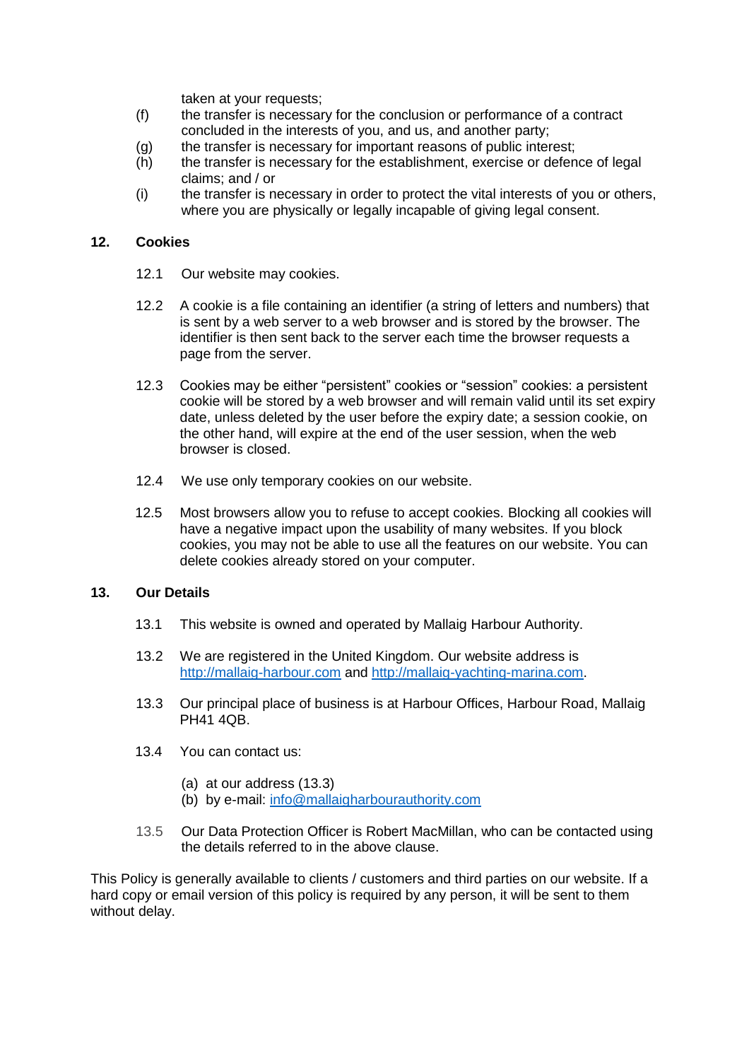taken at your requests;

(f) the transfer is necessary for the conclusion or performance of a contract concluded in the interests of you, and us, and another party;

(g) the transfer is necessary for important reasons of public interest;

(h) the transfer is necessary for the establishment, exercise or defence of legal claims; and / or

(i) the transfer is necessary in order to protect the vital interests of you or others, where you are physically or legally incapable of giving legal consent.

## 12. Cookies

12.1 Our website may cookies.

12.2 A cookie is a file containing an identifier (a string of letters and numbers) that is sent by a web server to a web browser and is stored by the browser. The identifier is then sent back to the server each time the browser requests a page from the server.

12.3 Cookies may be either "persistent" cookies or "session" cookies: a persistent cookie will be stored by a web browser and will remain valid until its set expiry date, unless deleted by the user before the expiry date; a session cookie, on the other hand, will expire at the end of the user session, when the web browser is closed.

12.4 We use only temporary cookies on our website.

12.5 Most browsers allow you to refuse to accept cookies. Blocking all cookies will have a negative impact upon the usability of many websites. If you block cookies, you may not be able to use all the features on our website. You can delete cookies already stored on your computer.

## 13. Our Details

13.1 This website is owned and operated by Mallaig Harbour Authority.

13.2 We are registered in the United Kingdom. Our website address is http://mallaig-harbour.com and http://mallaig-yachting-marina.com.

13.3 Our principal place of business is at Harbour Offices, Harbour Road, Mallaig PH41 4QB.

13.4 You can contact us:

(a) at our address (13.3)
(b) by e-mail: info@mallaigharbourauthority.com

13.5 Our Data Protection Officer is Robert MacMillan, who can be contacted using the details referred to in the above clause.

This Policy is generally available to clients / customers and third parties on our website. If a hard copy or email version of this policy is required by any person, it will be sent to them without delay.